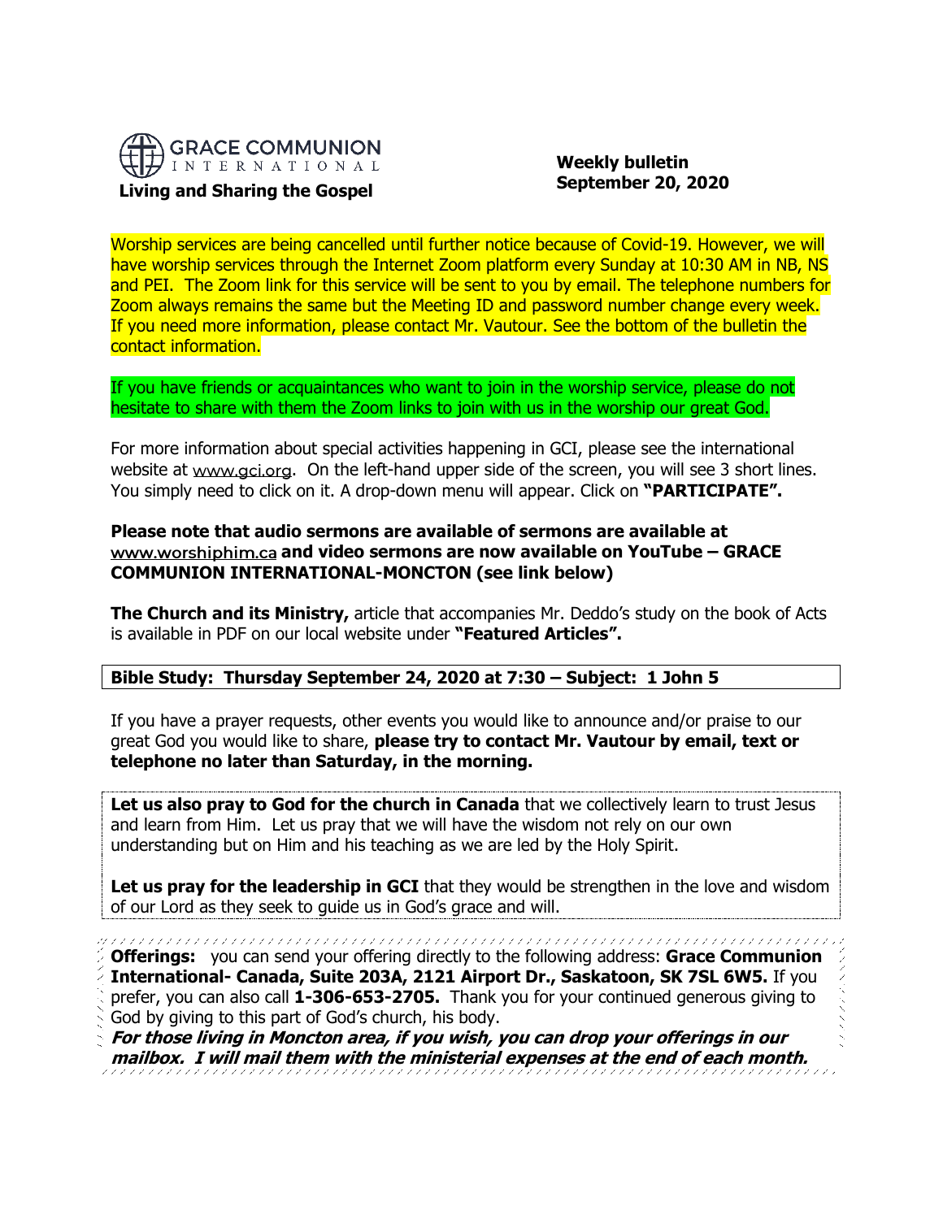**GRACE COMMUNION INTERNATIONAL**

**Living and Sharing the Gospel**

**Weekly bulletin**
**September 20, 2020**

Worship services are being cancelled until further notice because of Covid-19. However, we will have worship services through the Internet Zoom platform every Sunday at 10:30 AM in NB, NS and PEI. The Zoom link for this service will be sent to you by email. The telephone numbers for Zoom always remains the same but the Meeting ID and password number change every week. If you need more information, please contact Mr. Vautour. See the bottom of the bulletin the contact information.

If you have friends or acquaintances who want to join in the worship service, please do not hesitate to share with them the Zoom links to join with us in the worship our great God.

For more information about special activities happening in GCI, please see the international website at www.gci.org. On the left-hand upper side of the screen, you will see 3 short lines. You simply need to click on it. A drop-down menu will appear. Click on **"PARTICIPATE".**

**Please note that audio sermons are available of sermons are available at www.worshiphim.ca and video sermons are now available on YouTube – GRACE COMMUNION INTERNATIONAL-MONCTON (see link below)**

**The Church and its Ministry,** article that accompanies Mr. Deddo's study on the book of Acts is available in PDF on our local website under **"Featured Articles".**

**Bible Study: Thursday September 24, 2020 at 7:30 – Subject: 1 John 5**

If you have a prayer requests, other events you would like to announce and/or praise to our great God you would like to share, **please try to contact Mr. Vautour by email, text or telephone no later than Saturday, in the morning.**

**Let us also pray to God for the church in Canada** that we collectively learn to trust Jesus and learn from Him. Let us pray that we will have the wisdom not rely on our own understanding but on Him and his teaching as we are led by the Holy Spirit.

**Let us pray for the leadership in GCI** that they would be strengthen in the love and wisdom of our Lord as they seek to guide us in God's grace and will.

**Offerings:** you can send your offering directly to the following address: **Grace Communion International- Canada, Suite 203A, 2121 Airport Dr., Saskatoon, SK 7SL 6W5.** If you prefer, you can also call **1-306-653-2705.** Thank you for your continued generous giving to God by giving to this part of God's church, his body.

***For those living in Moncton area, if you wish, you can drop your offerings in our mailbox. I will mail them with the ministerial expenses at the end of each month.***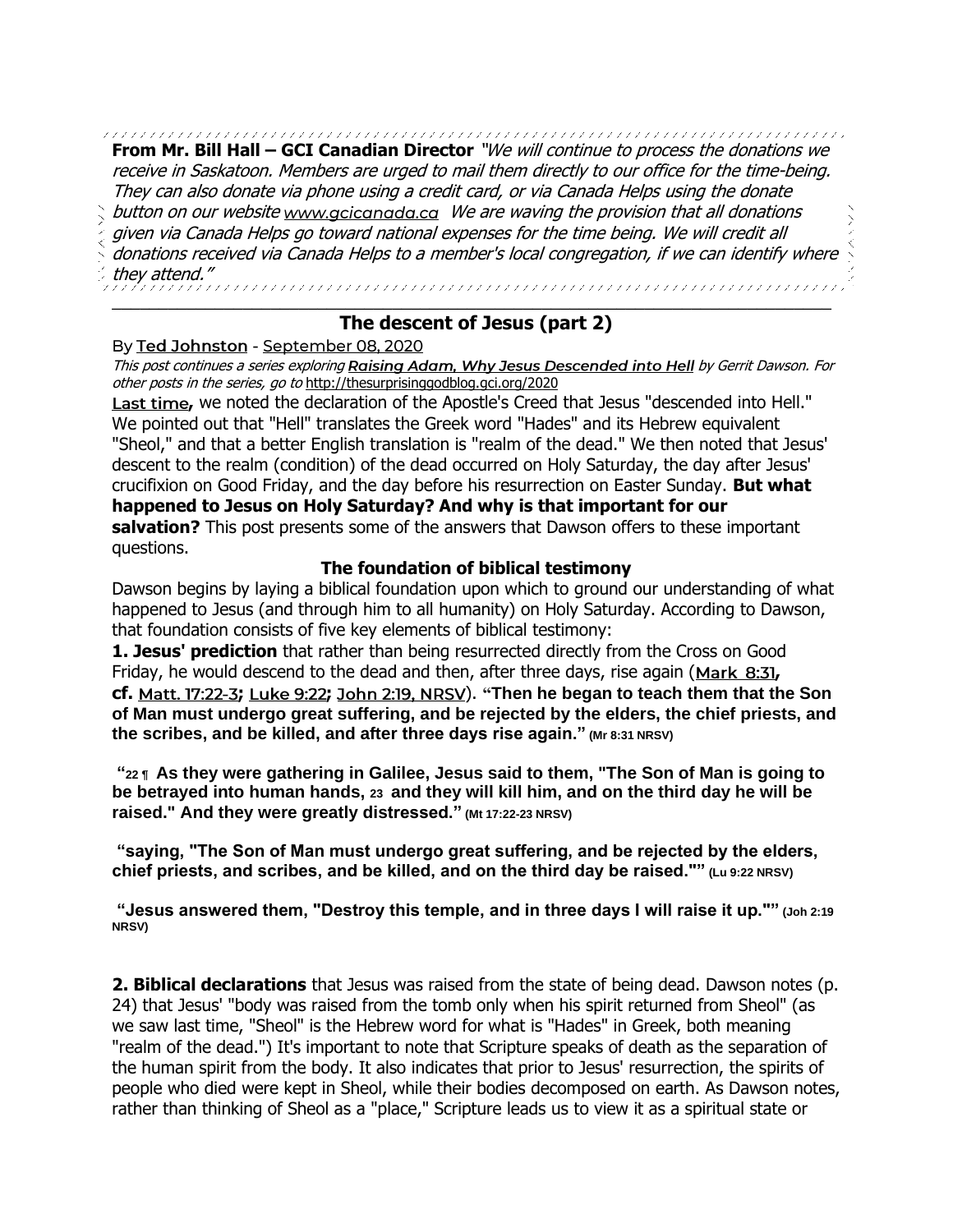**From Mr. Bill Hall – GCI Canadian Director** *"We will continue to process the donations we receive in Saskatoon. Members are urged to mail them directly to our office for the time-being. They can also donate via phone using a credit card, or via Canada Helps using the donate button on our website www.gcicanada.ca We are waving the provision that all donations given via Canada Helps go toward national expenses for the time being. We will credit all donations received via Canada Helps to a member's local congregation, if we can identify where they attend."*

---

## The descent of Jesus (part 2)

By **Ted Johnston** - September 08, 2020

*This post continues a series exploring* ***Raising Adam, Why Jesus Descended into Hell*** *by Gerrit Dawson. For other posts in the series, go to* http://thesurprisinggodblog.gci.org/2020

**Last time,** we noted the declaration of the Apostle's Creed that Jesus "descended into Hell." We pointed out that "Hell" translates the Greek word "Hades" and its Hebrew equivalent "Sheol," and that a better English translation is "realm of the dead." We then noted that Jesus' descent to the realm (condition) of the dead occurred on Holy Saturday, the day after Jesus' crucifixion on Good Friday, and the day before his resurrection on Easter Sunday. **But what happened to Jesus on Holy Saturday? And why is that important for our salvation?** This post presents some of the answers that Dawson offers to these important questions.

### The foundation of biblical testimony

Dawson begins by laying a biblical foundation upon which to ground our understanding of what happened to Jesus (and through him to all humanity) on Holy Saturday. According to Dawson, that foundation consists of five key elements of biblical testimony:

**1. Jesus' prediction** that rather than being resurrected directly from the Cross on Good Friday, he would descend to the dead and then, after three days, rise again (**Mark 8:31, cf.** Matt. 17:22-3; Luke 9:22; John 2:19, NRSV). **"Then he began to teach them that the Son of Man must undergo great suffering, and be rejected by the elders, the chief priests, and the scribes, and be killed, and after three days rise again."** **(Mr 8:31 NRSV)**

**"22 ¶ As they were gathering in Galilee, Jesus said to them, "The Son of Man is going to be betrayed into human hands, 23 and they will kill him, and on the third day he will be raised." And they were greatly distressed."** **(Mt 17:22-23 NRSV)**

**"saying, "The Son of Man must undergo great suffering, and be rejected by the elders, chief priests, and scribes, and be killed, and on the third day be raised.""** **(Lu 9:22 NRSV)**

**"Jesus answered them, "Destroy this temple, and in three days I will raise it up.""** **(Joh 2:19 NRSV)**

**2. Biblical declarations** that Jesus was raised from the state of being dead. Dawson notes (p. 24) that Jesus' "body was raised from the tomb only when his spirit returned from Sheol" (as we saw last time, "Sheol" is the Hebrew word for what is "Hades" in Greek, both meaning "realm of the dead.") It's important to note that Scripture speaks of death as the separation of the human spirit from the body. It also indicates that prior to Jesus' resurrection, the spirits of people who died were kept in Sheol, while their bodies decomposed on earth. As Dawson notes, rather than thinking of Sheol as a "place," Scripture leads us to view it as a spiritual state or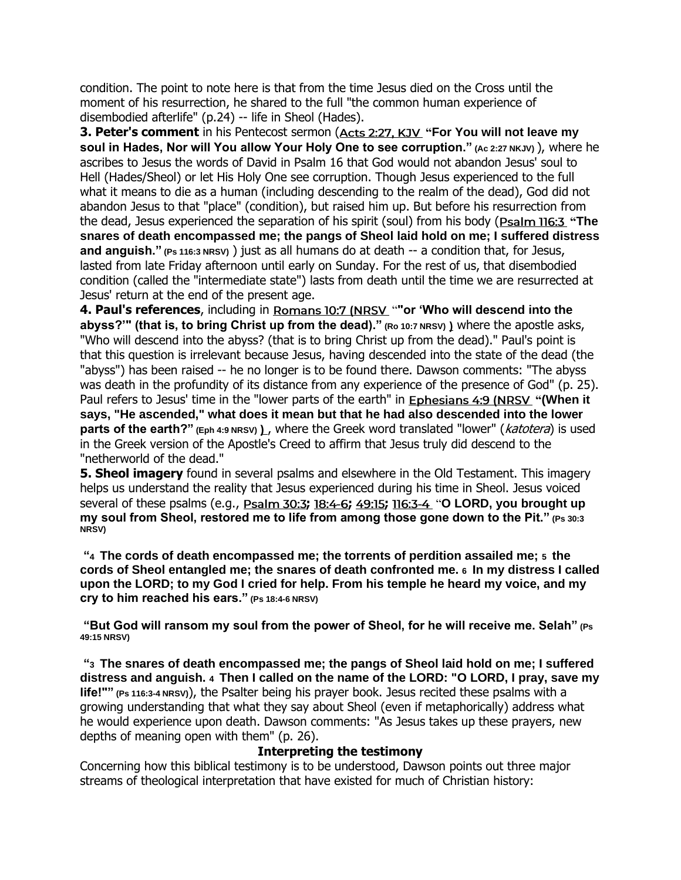condition. The point to note here is that from the time Jesus died on the Cross until the moment of his resurrection, he shared to the full "the common human experience of disembodied afterlife" (p.24) -- life in Sheol (Hades).

**3. Peter's comment** in his Pentecost sermon (Acts 2:27, KJV **"For You will not leave my soul in Hades, Nor will You allow Your Holy One to see corruption." (Ac 2:27 NKJV)** ), where he ascribes to Jesus the words of David in Psalm 16 that God would not abandon Jesus' soul to Hell (Hades/Sheol) or let His Holy One see corruption. Though Jesus experienced to the full what it means to die as a human (including descending to the realm of the dead), God did not abandon Jesus to that "place" (condition), but raised him up. But before his resurrection from the dead, Jesus experienced the separation of his spirit (soul) from his body (Psalm 116:3 **"The snares of death encompassed me; the pangs of Sheol laid hold on me; I suffered distress and anguish." (Ps 116:3 NRSV)** ) just as all humans do at death -- a condition that, for Jesus, lasted from late Friday afternoon until early on Sunday. For the rest of us, that disembodied condition (called the "intermediate state") lasts from death until the time we are resurrected at Jesus' return at the end of the present age.

**4. Paul's references**, including in Romans 10:7 (NRSV **""or 'Who will descend into the abyss?'" (that is, to bring Christ up from the dead)." (Ro 10:7 NRSV)** ) where the apostle asks, "Who will descend into the abyss? (that is to bring Christ up from the dead)." Paul's point is that this question is irrelevant because Jesus, having descended into the state of the dead (the "abyss") has been raised -- he no longer is to be found there. Dawson comments: "The abyss was death in the profundity of its distance from any experience of the presence of God" (p. 25). Paul refers to Jesus' time in the "lower parts of the earth" in Ephesians 4:9 (NRSV **"(When it says, "He ascended," what does it mean but that he had also descended into the lower parts of the earth?" (Eph 4:9 NRSV)** ) , where the Greek word translated "lower" (*katotera*) is used in the Greek version of the Apostle's Creed to affirm that Jesus truly did descend to the "netherworld of the dead."

**5. Sheol imagery** found in several psalms and elsewhere in the Old Testament. This imagery helps us understand the reality that Jesus experienced during his time in Sheol. Jesus voiced several of these psalms (e.g., Psalm 30:3; 18:4-6; 49:15; 116:3-4 **"O LORD, you brought up my soul from Sheol, restored me to life from among those gone down to the Pit." (Ps 30:3 NRSV)**

**"4 The cords of death encompassed me; the torrents of perdition assailed me; 5 the cords of Sheol entangled me; the snares of death confronted me. 6 In my distress I called upon the LORD; to my God I cried for help. From his temple he heard my voice, and my cry to him reached his ears." (Ps 18:4-6 NRSV)**

**"But God will ransom my soul from the power of Sheol, for he will receive me. Selah" (Ps 49:15 NRSV)**

**"3 The snares of death encompassed me; the pangs of Sheol laid hold on me; I suffered distress and anguish. 4 Then I called on the name of the LORD: "O LORD, I pray, save my life!"" (Ps 116:3-4 NRSV)**), the Psalter being his prayer book. Jesus recited these psalms with a growing understanding that what they say about Sheol (even if metaphorically) address what he would experience upon death. Dawson comments: "As Jesus takes up these prayers, new depths of meaning open with them" (p. 26).

## Interpreting the testimony

Concerning how this biblical testimony is to be understood, Dawson points out three major streams of theological interpretation that have existed for much of Christian history: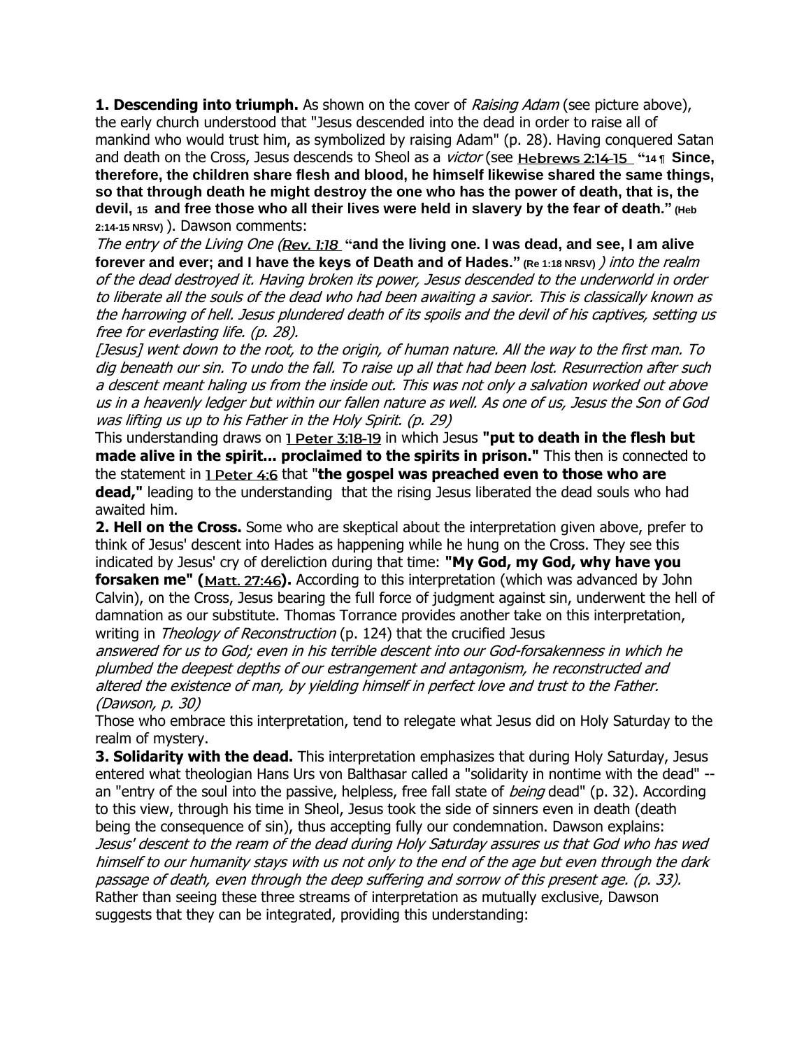**1. Descending into triumph.** As shown on the cover of *Raising Adam* (see picture above), the early church understood that "Jesus descended into the dead in order to raise all of mankind who would trust him, as symbolized by raising Adam" (p. 28). Having conquered Satan and death on the Cross, Jesus descends to Sheol as a *victor* (see Hebrews 2:14-15 **"14 ¶ Since, therefore, the children share flesh and blood, he himself likewise shared the same things, so that through death he might destroy the one who has the power of death, that is, the devil, 15 and free those who all their lives were held in slavery by the fear of death." (Heb 2:14-15 NRSV)** ). Dawson comments:

*The entry of the Living One (Rev. 1:18* **"and the living one. I was dead, and see, I am alive forever and ever; and I have the keys of Death and of Hades." (Re 1:18 NRSV)** *) into the realm of the dead destroyed it. Having broken its power, Jesus descended to the underworld in order to liberate all the souls of the dead who had been awaiting a savior. This is classically known as the harrowing of hell. Jesus plundered death of its spoils and the devil of his captives, setting us free for everlasting life. (p. 28).*

*[Jesus] went down to the root, to the origin, of human nature. All the way to the first man. To dig beneath our sin. To undo the fall. To raise up all that had been lost. Resurrection after such a descent meant haling us from the inside out. This was not only a salvation worked out above us in a heavenly ledger but within our fallen nature as well. As one of us, Jesus the Son of God was lifting us up to his Father in the Holy Spirit. (p. 29)*

This understanding draws on 1 Peter 3:18-19 in which Jesus **"put to death in the flesh but made alive in the spirit... proclaimed to the spirits in prison."** This then is connected to the statement in 1 Peter 4:6 that "**the gospel was preached even to those who are dead,"** leading to the understanding that the rising Jesus liberated the dead souls who had awaited him.

**2. Hell on the Cross.** Some who are skeptical about the interpretation given above, prefer to think of Jesus' descent into Hades as happening while he hung on the Cross. They see this indicated by Jesus' cry of dereliction during that time: **"My God, my God, why have you forsaken me" (Matt. 27:46).** According to this interpretation (which was advanced by John Calvin), on the Cross, Jesus bearing the full force of judgment against sin, underwent the hell of damnation as our substitute. Thomas Torrance provides another take on this interpretation, writing in *Theology of Reconstruction* (p. 124) that the crucified Jesus

*answered for us to God; even in his terrible descent into our God-forsakenness in which he plumbed the deepest depths of our estrangement and antagonism, he reconstructed and altered the existence of man, by yielding himself in perfect love and trust to the Father. (Dawson, p. 30)*

Those who embrace this interpretation, tend to relegate what Jesus did on Holy Saturday to the realm of mystery.

**3. Solidarity with the dead.** This interpretation emphasizes that during Holy Saturday, Jesus entered what theologian Hans Urs von Balthasar called a "solidarity in nontime with the dead" -- an "entry of the soul into the passive, helpless, free fall state of *being* dead" (p. 32). According to this view, through his time in Sheol, Jesus took the side of sinners even in death (death being the consequence of sin), thus accepting fully our condemnation. Dawson explains:

*Jesus' descent to the ream of the dead during Holy Saturday assures us that God who has wed himself to our humanity stays with us not only to the end of the age but even through the dark passage of death, even through the deep suffering and sorrow of this present age. (p. 33).*

Rather than seeing these three streams of interpretation as mutually exclusive, Dawson suggests that they can be integrated, providing this understanding: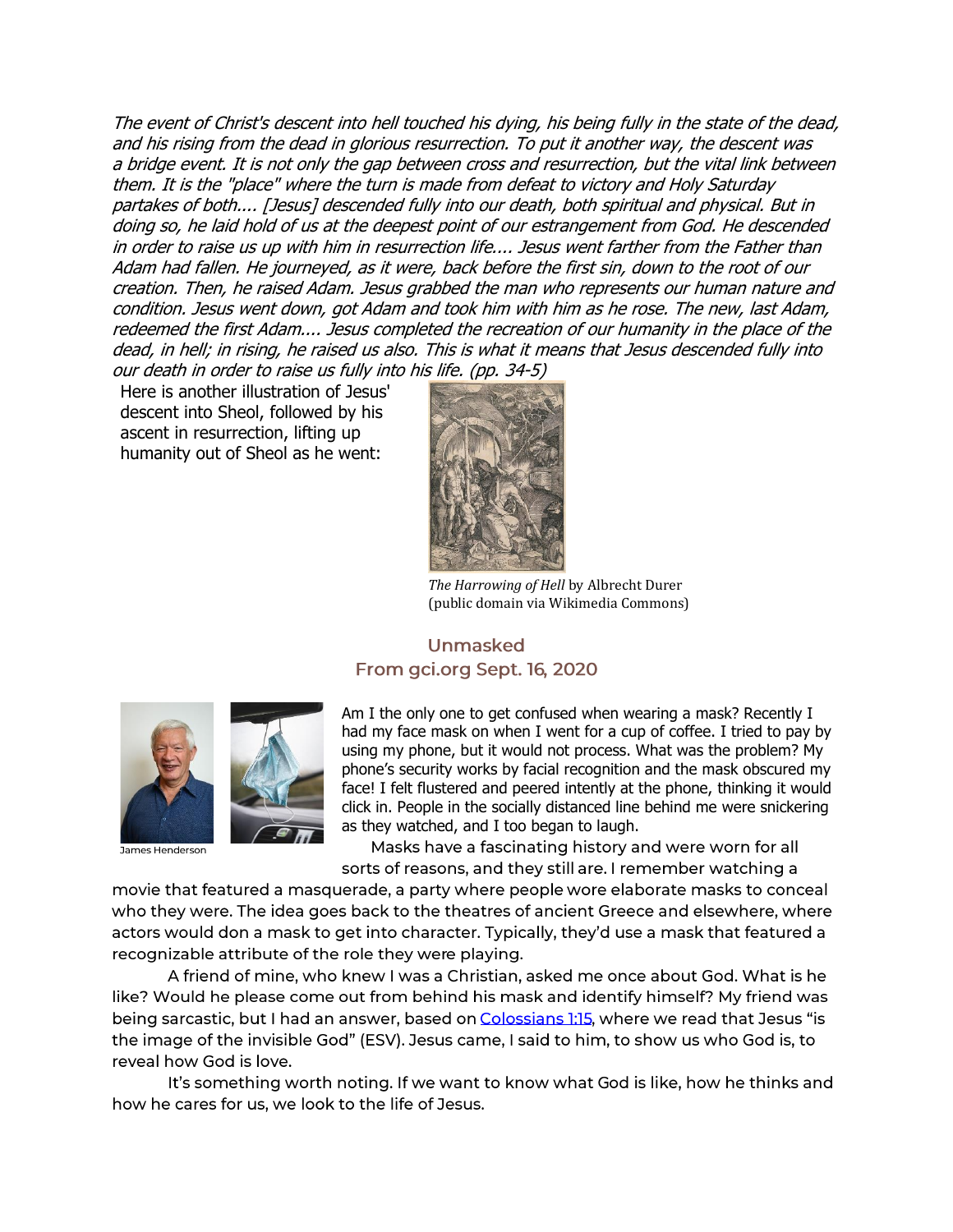*The event of Christ's descent into hell touched his dying, his being fully in the state of the dead, and his rising from the dead in glorious resurrection. To put it another way, the descent was a bridge event. It is not only the gap between cross and resurrection, but the vital link between them. It is the "place" where the turn is made from defeat to victory and Holy Saturday partakes of both.... [Jesus] descended fully into our death, both spiritual and physical. But in doing so, he laid hold of us at the deepest point of our estrangement from God. He descended in order to raise us up with him in resurrection life.... Jesus went farther from the Father than Adam had fallen. He journeyed, as it were, back before the first sin, down to the root of our creation. Then, he raised Adam. Jesus grabbed the man who represents our human nature and condition. Jesus went down, got Adam and took him with him as he rose. The new, last Adam, redeemed the first Adam.... Jesus completed the recreation of our humanity in the place of the dead, in hell; in rising, he raised us also. This is what it means that Jesus descended fully into our death in order to raise us fully into his life. (pp. 34-5)*

Here is another illustration of Jesus' descent into Sheol, followed by his ascent in resurrection, lifting up humanity out of Sheol as he went:

*The Harrowing of Hell* by Albrecht Durer (public domain via Wikimedia Commons)

## Unmasked
## From gci.org Sept. 16, 2020

James Henderson

Am I the only one to get confused when wearing a mask? Recently I had my face mask on when I went for a cup of coffee. I tried to pay by using my phone, but it would not process. What was the problem? My phone's security works by facial recognition and the mask obscured my face! I felt flustered and peered intently at the phone, thinking it would click in. People in the socially distanced line behind me were snickering as they watched, and I too began to laugh.

Masks have a fascinating history and were worn for all sorts of reasons, and they still are. I remember watching a movie that featured a masquerade, a party where people wore elaborate masks to conceal who they were. The idea goes back to the theatres of ancient Greece and elsewhere, where actors would don a mask to get into character. Typically, they'd use a mask that featured a recognizable attribute of the role they were playing.

A friend of mine, who knew I was a Christian, asked me once about God. What is he like? Would he please come out from behind his mask and identify himself? My friend was being sarcastic, but I had an answer, based on Colossians 1:15, where we read that Jesus "is the image of the invisible God" (ESV). Jesus came, I said to him, to show us who God is, to reveal how God is love.

It's something worth noting. If we want to know what God is like, how he thinks and how he cares for us, we look to the life of Jesus.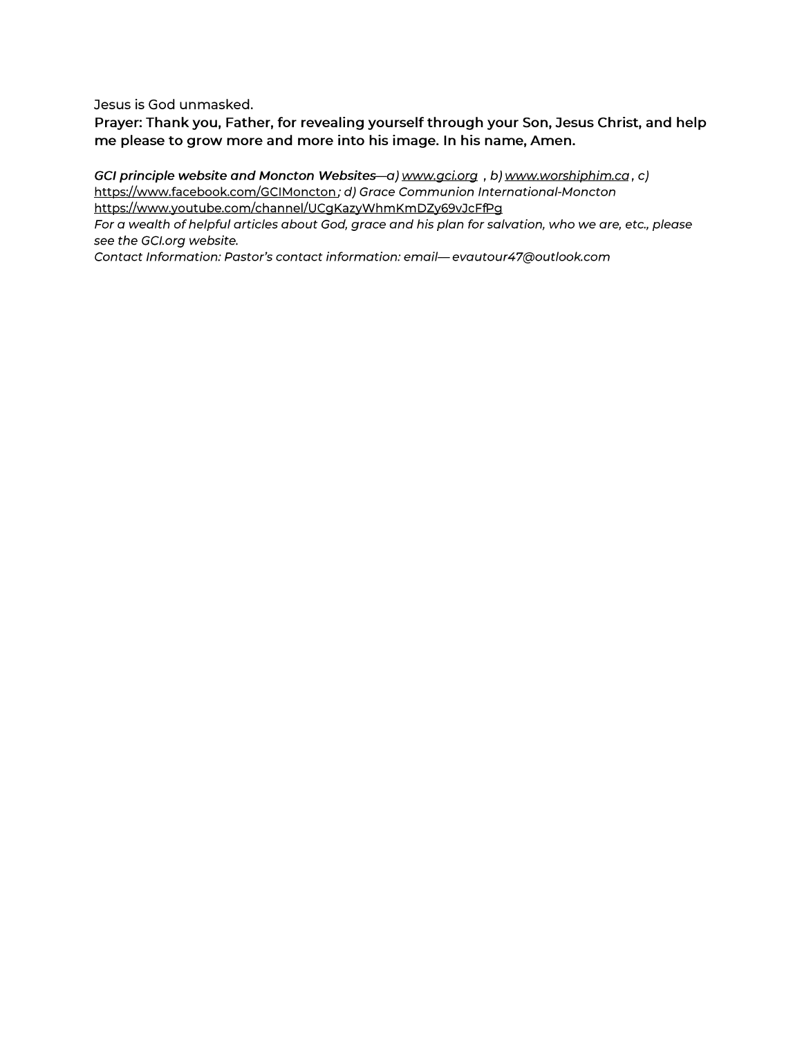Jesus is God unmasked.

**Prayer: Thank you, Father, for revealing yourself through your Son, Jesus Christ, and help me please to grow more and more into his image. In his name, Amen.**

***GCI principle website and Moncton Websites****—a) www.gci.org , b) www.worshiphim.ca , c)* https://www.facebook.com/GCIMoncton *; d) Grace Communion International-Moncton* https://www.youtube.com/channel/UCgKazyWhmKmDZy69vJcFfPg
*For a wealth of helpful articles about God, grace and his plan for salvation, who we are, etc., please see the GCI.org website.*
*Contact Information: Pastor's contact information: email— evautour47@outlook.com*